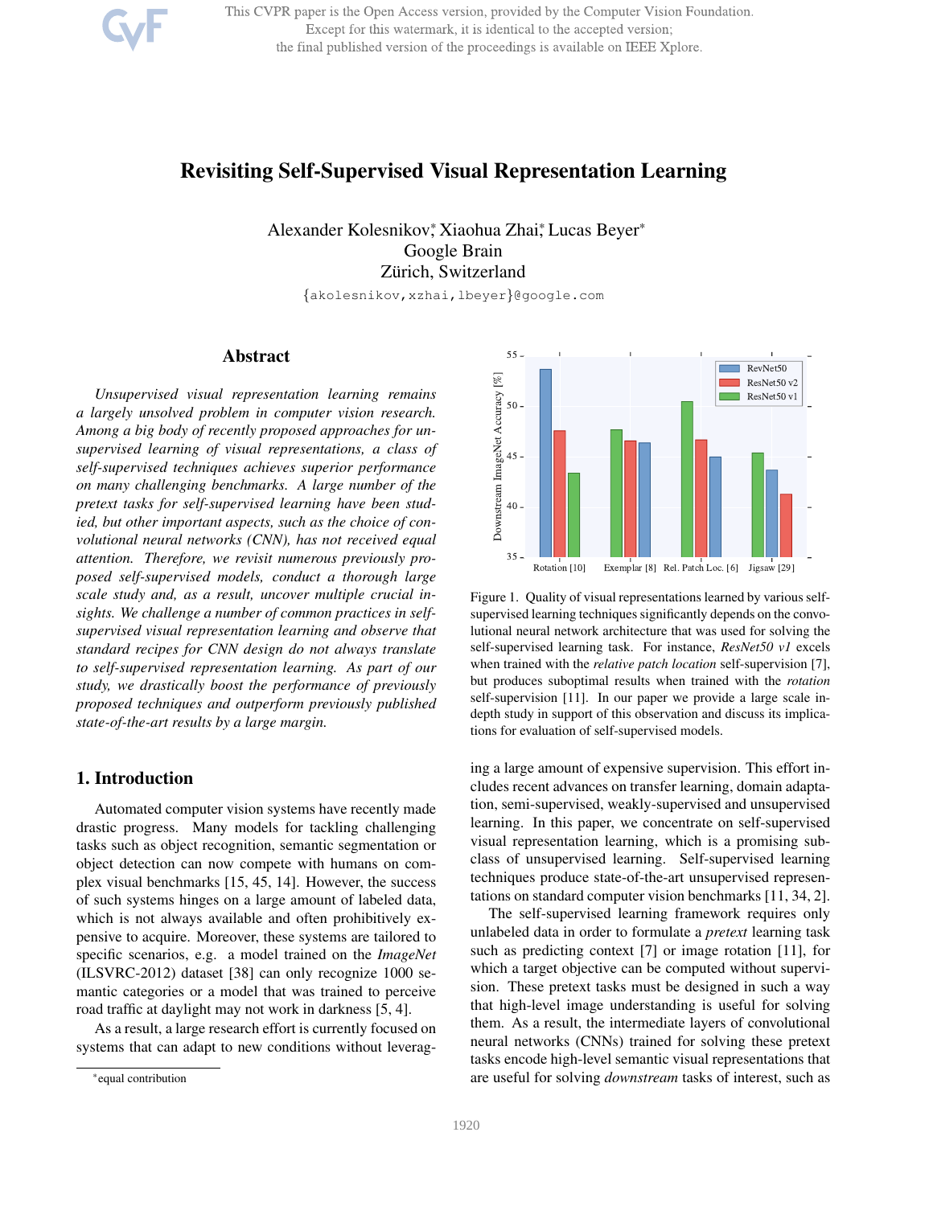# Revisiting Self-Supervised Visual Representation Learning

Alexander Kolesnikov\*, Xiaohua Zhai\*, Lucas Beyer\*
Google Brain
Zürich, Switzerland
{akolesnikov,xzhai,lbeyer}@google.com

## Abstract

*Unsupervised visual representation learning remains a largely unsolved problem in computer vision research. Among a big body of recently proposed approaches for unsupervised learning of visual representations, a class of self-supervised techniques achieves superior performance on many challenging benchmarks. A large number of the pretext tasks for self-supervised learning have been studied, but other important aspects, such as the choice of convolutional neural networks (CNN), has not received equal attention. Therefore, we revisit numerous previously proposed self-supervised models, conduct a thorough large scale study and, as a result, uncover multiple crucial insights. We challenge a number of common practices in self-supervised visual representation learning and observe that standard recipes for CNN design do not always translate to self-supervised representation learning. As part of our study, we drastically boost the performance of previously proposed techniques and outperform previously published state-of-the-art results by a large margin.*

Figure 1. Quality of visual representations learned by various self-supervised learning techniques significantly depends on the convolutional neural network architecture that was used for solving the self-supervised learning task. For instance, *ResNet50 v1* excels when trained with the *relative patch location* self-supervision [7], but produces suboptimal results when trained with the *rotation* self-supervision [11]. In our paper we provide a large scale in-depth study in support of this observation and discuss its implications for evaluation of self-supervised models.

## 1. Introduction

Automated computer vision systems have recently made drastic progress. Many models for tackling challenging tasks such as object recognition, semantic segmentation or object detection can now compete with humans on complex visual benchmarks [15, 45, 14]. However, the success of such systems hinges on a large amount of labeled data, which is not always available and often prohibitively expensive to acquire. Moreover, these systems are tailored to specific scenarios, e.g. a model trained on the *ImageNet* (ILSVRC-2012) dataset [38] can only recognize 1000 semantic categories or a model that was trained to perceive road traffic at daylight may not work in darkness [5, 4].

As a result, a large research effort is currently focused on systems that can adapt to new conditions without leveraging a large amount of expensive supervision. This effort includes recent advances on transfer learning, domain adaptation, semi-supervised, weakly-supervised and unsupervised learning. In this paper, we concentrate on self-supervised visual representation learning, which is a promising subclass of unsupervised learning. Self-supervised learning techniques produce state-of-the-art unsupervised representations on standard computer vision benchmarks [11, 34, 2].

The self-supervised learning framework requires only unlabeled data in order to formulate a *pretext* learning task such as predicting context [7] or image rotation [11], for which a target objective can be computed without supervision. These pretext tasks must be designed in such a way that high-level image understanding is useful for solving them. As a result, the intermediate layers of convolutional neural networks (CNNs) trained for solving these pretext tasks encode high-level semantic visual representations that are useful for solving *downstream* tasks of interest, such as

\*equal contribution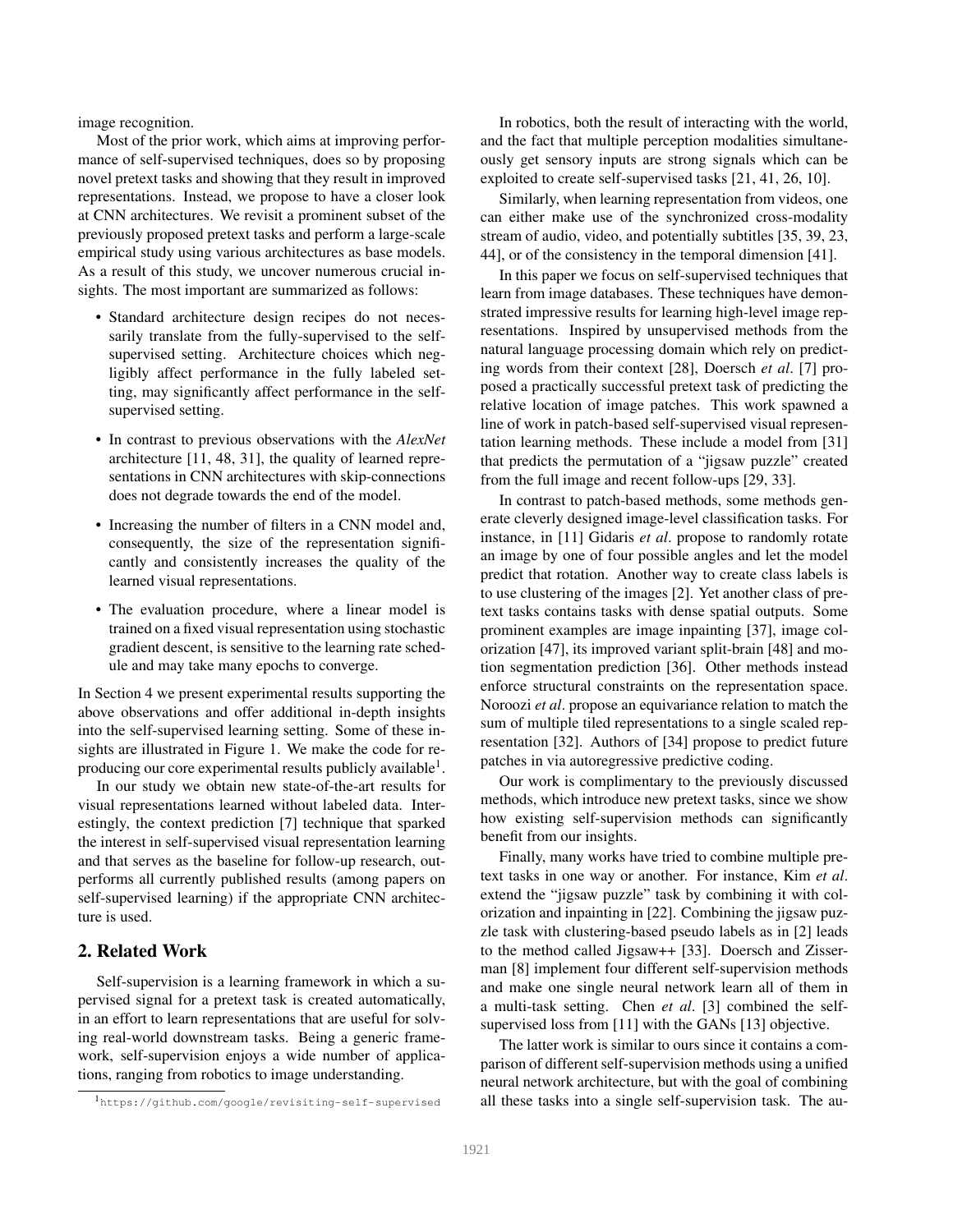image recognition.

Most of the prior work, which aims at improving performance of self-supervised techniques, does so by proposing novel pretext tasks and showing that they result in improved representations. Instead, we propose to have a closer look at CNN architectures. We revisit a prominent subset of the previously proposed pretext tasks and perform a large-scale empirical study using various architectures as base models. As a result of this study, we uncover numerous crucial insights. The most important are summarized as follows:

- Standard architecture design recipes do not necessarily translate from the fully-supervised to the self-supervised setting. Architecture choices which negligibly affect performance in the fully labeled setting, may significantly affect performance in the self-supervised setting.
- In contrast to previous observations with the *AlexNet* architecture [11, 48, 31], the quality of learned representations in CNN architectures with skip-connections does not degrade towards the end of the model.
- Increasing the number of filters in a CNN model and, consequently, the size of the representation significantly and consistently increases the quality of the learned visual representations.
- The evaluation procedure, where a linear model is trained on a fixed visual representation using stochastic gradient descent, is sensitive to the learning rate schedule and may take many epochs to converge.

In Section 4 we present experimental results supporting the above observations and offer additional in-depth insights into the self-supervised learning setting. Some of these insights are illustrated in Figure 1. We make the code for reproducing our core experimental results publicly available[1].

In our study we obtain new state-of-the-art results for visual representations learned without labeled data. Interestingly, the context prediction [7] technique that sparked the interest in self-supervised visual representation learning and that serves as the baseline for follow-up research, outperforms all currently published results (among papers on self-supervised learning) if the appropriate CNN architecture is used.

## 2. Related Work

Self-supervision is a learning framework in which a supervised signal for a pretext task is created automatically, in an effort to learn representations that are useful for solving real-world downstream tasks. Being a generic framework, self-supervision enjoys a wide number of applications, ranging from robotics to image understanding.

In robotics, both the result of interacting with the world, and the fact that multiple perception modalities simultaneously get sensory inputs are strong signals which can be exploited to create self-supervised tasks [21, 41, 26, 10].

Similarly, when learning representation from videos, one can either make use of the synchronized cross-modality stream of audio, video, and potentially subtitles [35, 39, 23, 44], or of the consistency in the temporal dimension [41].

In this paper we focus on self-supervised techniques that learn from image databases. These techniques have demonstrated impressive results for learning high-level image representations. Inspired by unsupervised methods from the natural language processing domain which rely on predicting words from their context [28], Doersch *et al*. [7] proposed a practically successful pretext task of predicting the relative location of image patches. This work spawned a line of work in patch-based self-supervised visual representation learning methods. These include a model from [31] that predicts the permutation of a "jigsaw puzzle" created from the full image and recent follow-ups [29, 33].

In contrast to patch-based methods, some methods generate cleverly designed image-level classification tasks. For instance, in [11] Gidaris *et al*. propose to randomly rotate an image by one of four possible angles and let the model predict that rotation. Another way to create class labels is to use clustering of the images [2]. Yet another class of pretext tasks contains tasks with dense spatial outputs. Some prominent examples are image inpainting [37], image colorization [47], its improved variant split-brain [48] and motion segmentation prediction [36]. Other methods instead enforce structural constraints on the representation space. Noroozi *et al*. propose an equivariance relation to match the sum of multiple tiled representations to a single scaled representation [32]. Authors of [34] propose to predict future patches in via autoregressive predictive coding.

Our work is complimentary to the previously discussed methods, which introduce new pretext tasks, since we show how existing self-supervision methods can significantly benefit from our insights.

Finally, many works have tried to combine multiple pretext tasks in one way or another. For instance, Kim *et al*. extend the "jigsaw puzzle" task by combining it with colorization and inpainting in [22]. Combining the jigsaw puzzle task with clustering-based pseudo labels as in [2] leads to the method called Jigsaw++ [33]. Doersch and Zisserman [8] implement four different self-supervision methods and make one single neural network learn all of them in a multi-task setting. Chen *et al*. [3] combined the self-supervised loss from [11] with the GANs [13] objective.

The latter work is similar to ours since it contains a comparison of different self-supervision methods using a unified neural network architecture, but with the goal of combining all these tasks into a single self-supervision task. The au-

[1] https://github.com/google/revisiting-self-supervised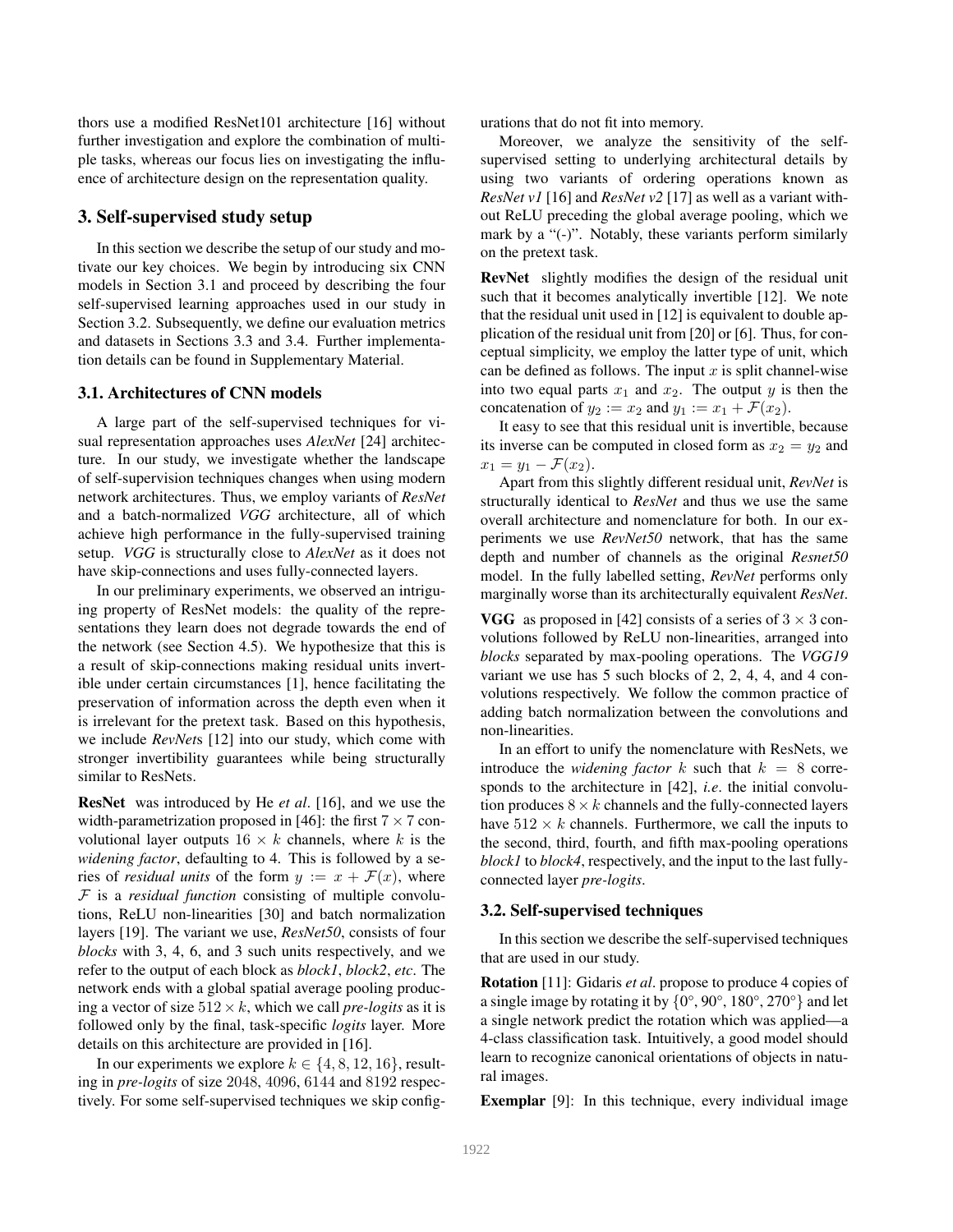thors use a modified ResNet101 architecture [16] without further investigation and explore the combination of multiple tasks, whereas our focus lies on investigating the influence of architecture design on the representation quality.

## 3. Self-supervised study setup

In this section we describe the setup of our study and motivate our key choices. We begin by introducing six CNN models in Section 3.1 and proceed by describing the four self-supervised learning approaches used in our study in Section 3.2. Subsequently, we define our evaluation metrics and datasets in Sections 3.3 and 3.4. Further implementation details can be found in Supplementary Material.

### 3.1. Architectures of CNN models

A large part of the self-supervised techniques for visual representation approaches uses *AlexNet* [24] architecture. In our study, we investigate whether the landscape of self-supervision techniques changes when using modern network architectures. Thus, we employ variants of *ResNet* and a batch-normalized *VGG* architecture, all of which achieve high performance in the fully-supervised training setup. *VGG* is structurally close to *AlexNet* as it does not have skip-connections and uses fully-connected layers.

In our preliminary experiments, we observed an intriguing property of ResNet models: the quality of the representations they learn does not degrade towards the end of the network (see Section 4.5). We hypothesize that this is a result of skip-connections making residual units invertible under certain circumstances [1], hence facilitating the preservation of information across the depth even when it is irrelevant for the pretext task. Based on this hypothesis, we include *RevNet*s [12] into our study, which come with stronger invertibility guarantees while being structurally similar to ResNets.

**ResNet** was introduced by He *et al*. [16], and we use the width-parametrization proposed in [46]: the first $7 \times 7$ convolutional layer outputs $16 \times k$ channels, where $k$ is the *widening factor*, defaulting to 4. This is followed by a series of *residual units* of the form $y := x + \mathcal{F}(x)$, where $\mathcal{F}$ is a *residual function* consisting of multiple convolutions, ReLU non-linearities [30] and batch normalization layers [19]. The variant we use, *ResNet50*, consists of four *blocks* with 3, 4, 6, and 3 such units respectively, and we refer to the output of each block as *block1*, *block2*, *etc*. The network ends with a global spatial average pooling producing a vector of size $512 \times k$, which we call *pre-logits* as it is followed only by the final, task-specific *logits* layer. More details on this architecture are provided in [16].

In our experiments we explore $k \in \{4, 8, 12, 16\}$, resulting in *pre-logits* of size 2048, 4096, 6144 and 8192 respectively. For some self-supervised techniques we skip configurations that do not fit into memory.

Moreover, we analyze the sensitivity of the self-supervised setting to underlying architectural details by using two variants of ordering operations known as *ResNet v1* [16] and *ResNet v2* [17] as well as a variant without ReLU preceding the global average pooling, which we mark by a "(-)". Notably, these variants perform similarly on the pretext task.

**RevNet** slightly modifies the design of the residual unit such that it becomes analytically invertible [12]. We note that the residual unit used in [12] is equivalent to double application of the residual unit from [20] or [6]. Thus, for conceptual simplicity, we employ the latter type of unit, which can be defined as follows. The input $x$ is split channel-wise into two equal parts $x_1$ and $x_2$. The output $y$ is then the concatenation of $y_2 := x_2$ and $y_1 := x_1 + \mathcal{F}(x_2)$.

It easy to see that this residual unit is invertible, because its inverse can be computed in closed form as $x_2 = y_2$ and $x_1 = y_1 - \mathcal{F}(x_2)$.

Apart from this slightly different residual unit, *RevNet* is structurally identical to *ResNet* and thus we use the same overall architecture and nomenclature for both. In our experiments we use *RevNet50* network, that has the same depth and number of channels as the original *Resnet50* model. In the fully labelled setting, *RevNet* performs only marginally worse than its architecturally equivalent *ResNet*.

**VGG** as proposed in [42] consists of a series of $3 \times 3$ convolutions followed by ReLU non-linearities, arranged into *blocks* separated by max-pooling operations. The *VGG19* variant we use has 5 such blocks of 2, 2, 4, 4, and 4 convolutions respectively. We follow the common practice of adding batch normalization between the convolutions and non-linearities.

In an effort to unify the nomenclature with ResNets, we introduce the *widening factor* $k$ such that $k = 8$ corresponds to the architecture in [42], *i.e*. the initial convolution produces $8 \times k$ channels and the fully-connected layers have $512 \times k$ channels. Furthermore, we call the inputs to the second, third, fourth, and fifth max-pooling operations *block1* to *block4*, respectively, and the input to the last fully-connected layer *pre-logits*.

### 3.2. Self-supervised techniques

In this section we describe the self-supervised techniques that are used in our study.

**Rotation** [11]: Gidaris *et al*. propose to produce 4 copies of a single image by rotating it by $\{0°, 90°, 180°, 270°\}$ and let a single network predict the rotation which was applied—a 4-class classification task. Intuitively, a good model should learn to recognize canonical orientations of objects in natural images.

**Exemplar** [9]: In this technique, every individual image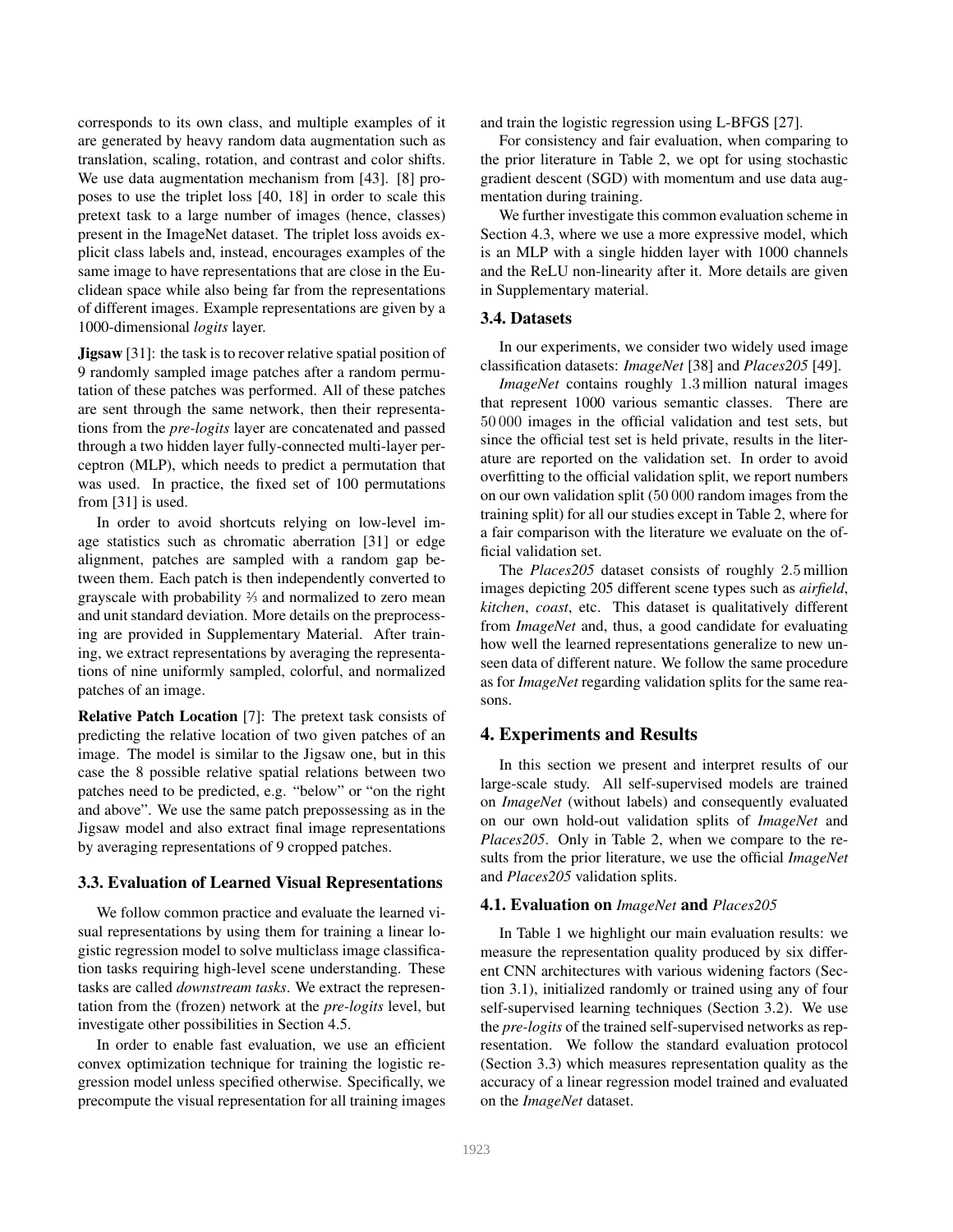corresponds to its own class, and multiple examples of it are generated by heavy random data augmentation such as translation, scaling, rotation, and contrast and color shifts. We use data augmentation mechanism from [43]. [8] proposes to use the triplet loss [40, 18] in order to scale this pretext task to a large number of images (hence, classes) present in the ImageNet dataset. The triplet loss avoids explicit class labels and, instead, encourages examples of the same image to have representations that are close in the Euclidean space while also being far from the representations of different images. Example representations are given by a 1000-dimensional *logits* layer.

**Jigsaw** [31]: the task is to recover relative spatial position of 9 randomly sampled image patches after a random permutation of these patches was performed. All of these patches are sent through the same network, then their representations from the *pre-logits* layer are concatenated and passed through a two hidden layer fully-connected multi-layer perceptron (MLP), which needs to predict a permutation that was used. In practice, the fixed set of 100 permutations from [31] is used.

In order to avoid shortcuts relying on low-level image statistics such as chromatic aberration [31] or edge alignment, patches are sampled with a random gap between them. Each patch is then independently converted to grayscale with probability ⅔ and normalized to zero mean and unit standard deviation. More details on the preprocessing are provided in Supplementary Material. After training, we extract representations by averaging the representations of nine uniformly sampled, colorful, and normalized patches of an image.

**Relative Patch Location** [7]: The pretext task consists of predicting the relative location of two given patches of an image. The model is similar to the Jigsaw one, but in this case the 8 possible relative spatial relations between two patches need to be predicted, e.g. "below" or "on the right and above". We use the same patch prepossessing as in the Jigsaw model and also extract final image representations by averaging representations of 9 cropped patches.

### 3.3. Evaluation of Learned Visual Representations

We follow common practice and evaluate the learned visual representations by using them for training a linear logistic regression model to solve multiclass image classification tasks requiring high-level scene understanding. These tasks are called *downstream tasks*. We extract the representation from the (frozen) network at the *pre-logits* level, but investigate other possibilities in Section 4.5.

In order to enable fast evaluation, we use an efficient convex optimization technique for training the logistic regression model unless specified otherwise. Specifically, we precompute the visual representation for all training images and train the logistic regression using L-BFGS [27].

For consistency and fair evaluation, when comparing to the prior literature in Table 2, we opt for using stochastic gradient descent (SGD) with momentum and use data augmentation during training.

We further investigate this common evaluation scheme in Section 4.3, where we use a more expressive model, which is an MLP with a single hidden layer with 1000 channels and the ReLU non-linearity after it. More details are given in Supplementary material.

### 3.4. Datasets

In our experiments, we consider two widely used image classification datasets: *ImageNet* [38] and *Places205* [49].

*ImageNet* contains roughly 1.3 million natural images that represent 1000 various semantic classes. There are 50 000 images in the official validation and test sets, but since the official test set is held private, results in the literature are reported on the validation set. In order to avoid overfitting to the official validation split, we report numbers on our own validation split (50 000 random images from the training split) for all our studies except in Table 2, where for a fair comparison with the literature we evaluate on the official validation set.

The *Places205* dataset consists of roughly 2.5 million images depicting 205 different scene types such as *airfield*, *kitchen*, *coast*, etc. This dataset is qualitatively different from *ImageNet* and, thus, a good candidate for evaluating how well the learned representations generalize to new unseen data of different nature. We follow the same procedure as for *ImageNet* regarding validation splits for the same reasons.

## 4. Experiments and Results

In this section we present and interpret results of our large-scale study. All self-supervised models are trained on *ImageNet* (without labels) and consequently evaluated on our own hold-out validation splits of *ImageNet* and *Places205*. Only in Table 2, when we compare to the results from the prior literature, we use the official *ImageNet* and *Places205* validation splits.

### 4.1. Evaluation on *ImageNet* and *Places205*

In Table 1 we highlight our main evaluation results: we measure the representation quality produced by six different CNN architectures with various widening factors (Section 3.1), initialized randomly or trained using any of four self-supervised learning techniques (Section 3.2). We use the *pre-logits* of the trained self-supervised networks as representation. We follow the standard evaluation protocol (Section 3.3) which measures representation quality as the accuracy of a linear regression model trained and evaluated on the *ImageNet* dataset.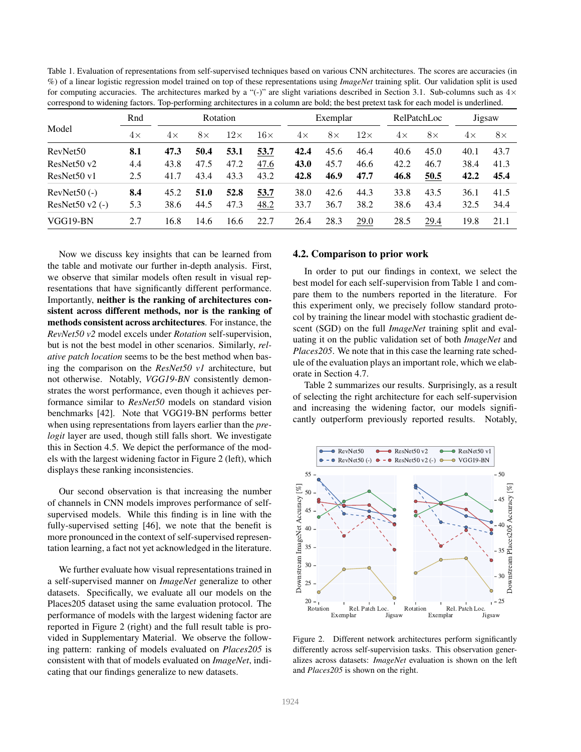Table 1. Evaluation of representations from self-supervised techniques based on various CNN architectures. The scores are accuracies (in %) of a linear logistic regression model trained on top of these representations using *ImageNet* training split. Our validation split is used for computing accuracies. The architectures marked by a "(-)" are slight variations described in Section 3.1. Sub-columns such as 4× correspond to widening factors. Top-performing architectures in a column are bold; the best pretext task for each model is underlined.

| Model | Rnd | Rotation | | | | Exemplar | | | RelPatchLoc | | Jigsaw | |
|---|---|---|---|---|---|---|---|---|---|---|---|---|
| | 4× | 4× | 8× | 12× | 16× | 4× | 8× | 12× | 4× | 8× | 4× | 8× |
| RevNet50 | **8.1** | **47.3** | **50.4** | **53.1** | **<u>53.7</u>** | **42.4** | 45.6 | 46.4 | 40.6 | 45.0 | 40.1 | 43.7 |
| ResNet50 v2 | 4.4 | 43.8 | 47.5 | 47.2 | <u>47.6</u> | **43.0** | 45.7 | 46.6 | 42.2 | 46.7 | 38.4 | 41.3 |
| ResNet50 v1 | 2.5 | 41.7 | 43.4 | 43.3 | 43.2 | **42.8** | **46.9** | **47.7** | **46.8** | **<u>50.5</u>** | **42.2** | **45.4** |
| RevNet50 (-) | **8.4** | 45.2 | **51.0** | **52.8** | **<u>53.7</u>** | 38.0 | 42.6 | 44.3 | 33.8 | 43.5 | 36.1 | 41.5 |
| ResNet50 v2 (-) | 5.3 | 38.6 | 44.5 | 47.3 | <u>48.2</u> | 33.7 | 36.7 | 38.2 | 38.6 | 43.4 | 32.5 | 34.4 |
| VGG19-BN | 2.7 | 16.8 | 14.6 | 16.6 | 22.7 | 26.4 | 28.3 | <u>29.0</u> | 28.5 | <u>29.4</u> | 19.8 | 21.1 |

Now we discuss key insights that can be learned from the table and motivate our further in-depth analysis. First, we observe that similar models often result in visual representations that have significantly different performance. Importantly, **neither is the ranking of architectures consistent across different methods, nor is the ranking of methods consistent across architectures**. For instance, the *RevNet50 v2* model excels under *Rotation* self-supervision, but is not the best model in other scenarios. Similarly, *relative patch location* seems to be the best method when basing the comparison on the *ResNet50 v1* architecture, but not otherwise. Notably, *VGG19-BN* consistently demonstrates the worst performance, even though it achieves performance similar to *ResNet50* models on standard vision benchmarks [42]. Note that VGG19-BN performs better when using representations from layers earlier than the *pre-logit* layer are used, though still falls short. We investigate this in Section 4.5. We depict the performance of the models with the largest widening factor in Figure 2 (left), which displays these ranking inconsistencies.

Our second observation is that increasing the number of channels in CNN models improves performance of self-supervised models. While this finding is in line with the fully-supervised setting [46], we note that the benefit is more pronounced in the context of self-supervised representation learning, a fact not yet acknowledged in the literature.

We further evaluate how visual representations trained in a self-supervised manner on *ImageNet* generalize to other datasets. Specifically, we evaluate all our models on the Places205 dataset using the same evaluation protocol. The performance of models with the largest widening factor are reported in Figure 2 (right) and the full result table is provided in Supplementary Material. We observe the following pattern: ranking of models evaluated on *Places205* is consistent with that of models evaluated on *ImageNet*, indicating that our findings generalize to new datasets.

## 4.2. Comparison to prior work

In order to put our findings in context, we select the best model for each self-supervision from Table 1 and compare them to the numbers reported in the literature. For this experiment only, we precisely follow standard protocol by training the linear model with stochastic gradient descent (SGD) on the full *ImageNet* training split and evaluating it on the public validation set of both *ImageNet* and *Places205*. We note that in this case the learning rate schedule of the evaluation plays an important role, which we elaborate in Section 4.7.

Table 2 summarizes our results. Surprisingly, as a result of selecting the right architecture for each self-supervision and increasing the widening factor, our models significantly outperform previously reported results. Notably,

Figure 2. Different network architectures perform significantly differently across self-supervision tasks. This observation generalizes across datasets: *ImageNet* evaluation is shown on the left and *Places205* is shown on the right.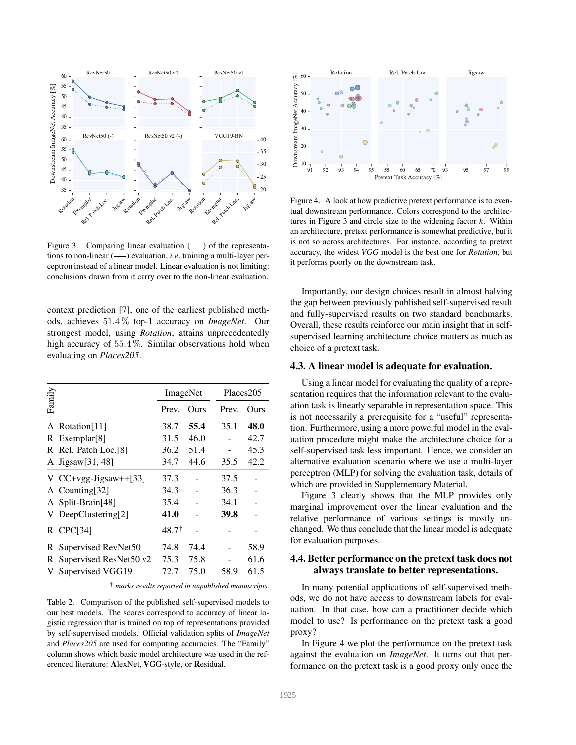Figure 3. Comparing linear evaluation (·····) of the representations to non-linear (——) evaluation, *i.e.* training a multi-layer perceptron instead of a linear model. Linear evaluation is not limiting: conclusions drawn from it carry over to the non-linear evaluation.

context prediction [7], one of the earliest published methods, achieves 51.4 % top-1 accuracy on *ImageNet*. Our strongest model, using *Rotation*, attains unprecedentedly high accuracy of 55.4 %. Similar observations hold when evaluating on *Places205*.

| Family | | ImageNet | | Places205 | |
|---|---|---|---|---|---|
| | | Prev. | Ours | Prev. | Ours |
| A | Rotation[11] | 38.7 | **55.4** | 35.1 | **48.0** |
| R | Exemplar[8] | 31.5 | 46.0 | - | 42.7 |
| R | Rel. Patch Loc.[8] | 36.2 | 51.4 | - | 45.3 |
| A | Jigsaw[31, 48] | 34.7 | 44.6 | 35.5 | 42.2 |
| V | CC+vgg-Jigsaw++[33] | 37.3 | - | 37.5 | - |
| A | Counting[32] | 34.3 | - | 36.3 | - |
| A | Split-Brain[48] | 35.4 | - | 34.1 | - |
| V | DeepClustering[2] | **41.0** | - | **39.8** | - |
| R | CPC[34] | 48.7[†] | - | - | - |
| R | Supervised RevNet50 | 74.8 | 74.4 | - | 58.9 |
| R | Supervised ResNet50 v2 | 75.3 | 75.8 | - | 61.6 |
| V | Supervised VGG19 | 72.7 | 75.0 | 58.9 | 61.5 |

[†] *marks results reported in unpublished manuscripts.*

Table 2. Comparison of the published self-supervised models to our best models. The scores correspond to accuracy of linear logistic regression that is trained on top of representations provided by self-supervised models. Official validation splits of *ImageNet* and *Places205* are used for computing accuracies. The "Family" column shows which basic model architecture was used in the referenced literature: **A**lexNet, **V**GG-style, or **R**esidual.

Figure 4. A look at how predictive pretext performance is to eventual downstream performance. Colors correspond to the architectures in Figure 3 and circle size to the widening factor $k$. Within an architecture, pretext performance is somewhat predictive, but it is not so across architectures. For instance, according to pretext accuracy, the widest *VGG* model is the best one for *Rotation*, but it performs poorly on the downstream task.

Importantly, our design choices result in almost halving the gap between previously published self-supervised result and fully-supervised results on two standard benchmarks. Overall, these results reinforce our main insight that in self-supervised learning architecture choice matters as much as choice of a pretext task.

### 4.3. A linear model is adequate for evaluation.

Using a linear model for evaluating the quality of a representation requires that the information relevant to the evaluation task is linearly separable in representation space. This is not necessarily a prerequisite for a "useful" representation. Furthermore, using a more powerful model in the evaluation procedure might make the architecture choice for a self-supervised task less important. Hence, we consider an alternative evaluation scenario where we use a multi-layer perceptron (MLP) for solving the evaluation task, details of which are provided in Supplementary Material.

Figure 3 clearly shows that the MLP provides only marginal improvement over the linear evaluation and the relative performance of various settings is mostly unchanged. We thus conclude that the linear model is adequate for evaluation purposes.

### 4.4. Better performance on the pretext task does not always translate to better representations.

In many potential applications of self-supervised methods, we do not have access to downstream labels for evaluation. In that case, how can a practitioner decide which model to use? Is performance on the pretext task a good proxy?

In Figure 4 we plot the performance on the pretext task against the evaluation on *ImageNet*. It turns out that performance on the pretext task is a good proxy only once the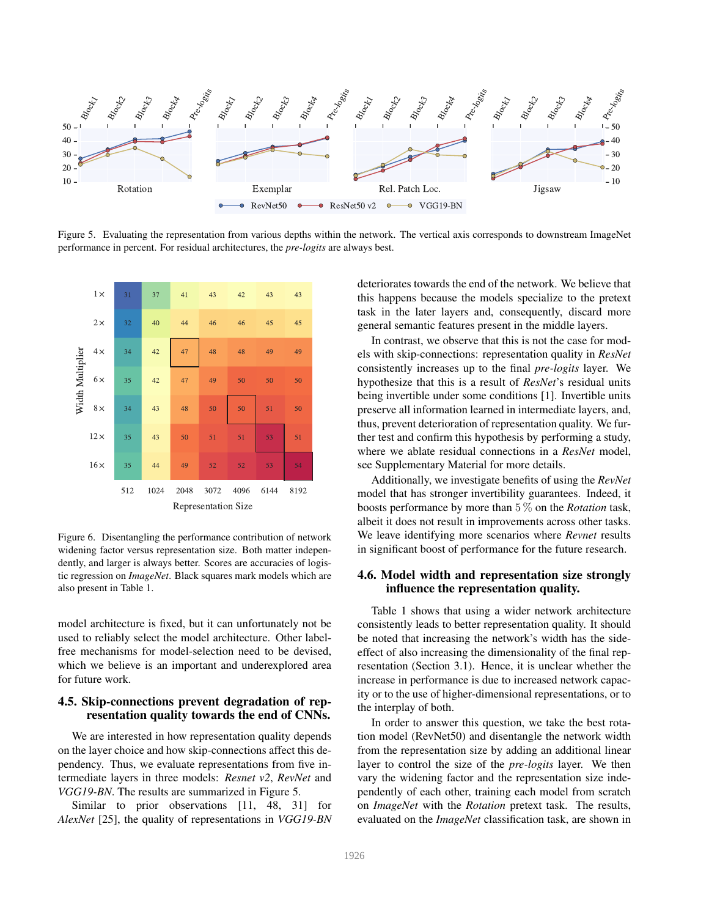Figure 5. Evaluating the representation from various depths within the network. The vertical axis corresponds to downstream ImageNet performance in percent. For residual architectures, the *pre-logits* are always best.

Figure 6. Disentangling the performance contribution of network widening factor versus representation size. Both matter independently, and larger is always better. Scores are accuracies of logistic regression on *ImageNet*. Black squares mark models which are also present in Table 1.

model architecture is fixed, but it can unfortunately not be used to reliably select the model architecture. Other label-free mechanisms for model-selection need to be devised, which we believe is an important and underexplored area for future work.

### 4.5. Skip-connections prevent degradation of representation quality towards the end of CNNs.

We are interested in how representation quality depends on the layer choice and how skip-connections affect this dependency. Thus, we evaluate representations from five intermediate layers in three models: *Resnet v2*, *RevNet* and *VGG19-BN*. The results are summarized in Figure 5.

Similar to prior observations [11, 48, 31] for *AlexNet* [25], the quality of representations in *VGG19-BN* deteriorates towards the end of the network. We believe that this happens because the models specialize to the pretext task in the later layers and, consequently, discard more general semantic features present in the middle layers.

In contrast, we observe that this is not the case for models with skip-connections: representation quality in *ResNet* consistently increases up to the final *pre-logits* layer. We hypothesize that this is a result of *ResNet*'s residual units being invertible under some conditions [1]. Invertible units preserve all information learned in intermediate layers, and, thus, prevent deterioration of representation quality. We further test and confirm this hypothesis by performing a study, where we ablate residual connections in a *ResNet* model, see Supplementary Material for more details.

Additionally, we investigate benefits of using the *RevNet* model that has stronger invertibility guarantees. Indeed, it boosts performance by more than $5\,\%$ on the *Rotation* task, albeit it does not result in improvements across other tasks. We leave identifying more scenarios where *Revnet* results in significant boost of performance for the future research.

### 4.6. Model width and representation size strongly influence the representation quality.

Table 1 shows that using a wider network architecture consistently leads to better representation quality. It should be noted that increasing the network's width has the side-effect of also increasing the dimensionality of the final representation (Section 3.1). Hence, it is unclear whether the increase in performance is due to increased network capacity or to the use of higher-dimensional representations, or to the interplay of both.

In order to answer this question, we take the best rotation model (RevNet50) and disentangle the network width from the representation size by adding an additional linear layer to control the size of the *pre-logits* layer. We then vary the widening factor and the representation size independently of each other, training each model from scratch on *ImageNet* with the *Rotation* pretext task. The results, evaluated on the *ImageNet* classification task, are shown in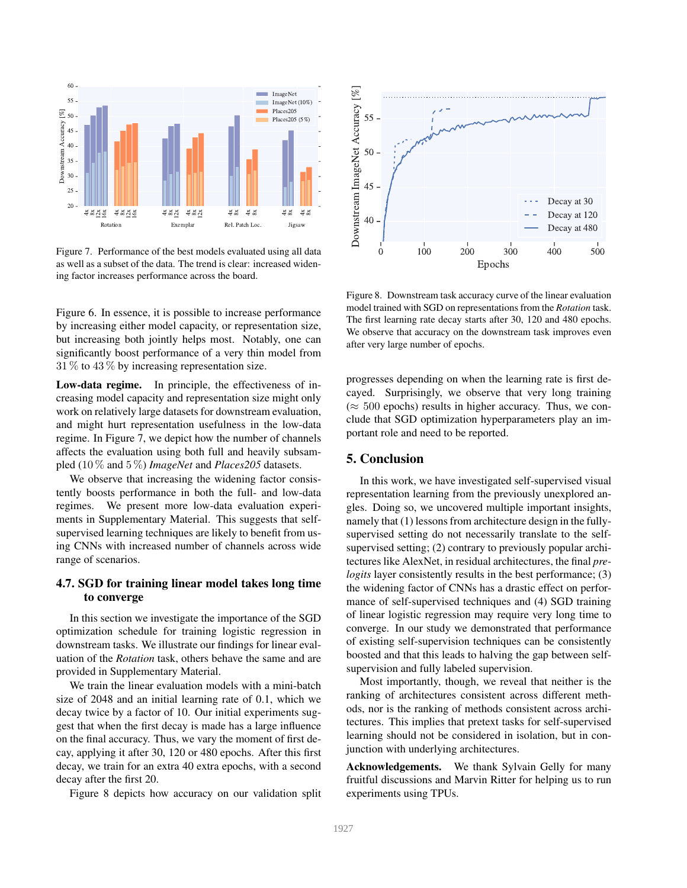Figure 7. Performance of the best models evaluated using all data as well as a subset of the data. The trend is clear: increased widening factor increases performance across the board.

Figure 6. In essence, it is possible to increase performance by increasing either model capacity, or representation size, but increasing both jointly helps most. Notably, one can significantly boost performance of a very thin model from 31 % to 43 % by increasing representation size.

**Low-data regime.** In principle, the effectiveness of increasing model capacity and representation size might only work on relatively large datasets for downstream evaluation, and might hurt representation usefulness in the low-data regime. In Figure 7, we depict how the number of channels affects the evaluation using both full and heavily subsampled (10 % and 5 %) *ImageNet* and *Places205* datasets.

We observe that increasing the widening factor consistently boosts performance in both the full- and low-data regimes. We present more low-data evaluation experiments in Supplementary Material. This suggests that self-supervised learning techniques are likely to benefit from using CNNs with increased number of channels across wide range of scenarios.

### 4.7. SGD for training linear model takes long time to converge

In this section we investigate the importance of the SGD optimization schedule for training logistic regression in downstream tasks. We illustrate our findings for linear evaluation of the *Rotation* task, others behave the same and are provided in Supplementary Material.

We train the linear evaluation models with a mini-batch size of 2048 and an initial learning rate of 0.1, which we decay twice by a factor of 10. Our initial experiments suggest that when the first decay is made has a large influence on the final accuracy. Thus, we vary the moment of first decay, applying it after 30, 120 or 480 epochs. After this first decay, we train for an extra 40 extra epochs, with a second decay after the first 20.

Figure 8 depicts how accuracy on our validation split progresses depending on when the learning rate is first decayed. Surprisingly, we observe that very long training ($\approx$ 500 epochs) results in higher accuracy. Thus, we conclude that SGD optimization hyperparameters play an important role and need to be reported.

Figure 8. Downstream task accuracy curve of the linear evaluation model trained with SGD on representations from the *Rotation* task. The first learning rate decay starts after 30, 120 and 480 epochs. We observe that accuracy on the downstream task improves even after very large number of epochs.

## 5. Conclusion

In this work, we have investigated self-supervised visual representation learning from the previously unexplored angles. Doing so, we uncovered multiple important insights, namely that (1) lessons from architecture design in the fully-supervised setting do not necessarily translate to the self-supervised setting; (2) contrary to previously popular architectures like AlexNet, in residual architectures, the final *pre-logits* layer consistently results in the best performance; (3) the widening factor of CNNs has a drastic effect on performance of self-supervised techniques and (4) SGD training of linear logistic regression may require very long time to converge. In our study we demonstrated that performance of existing self-supervision techniques can be consistently boosted and that this leads to halving the gap between self-supervision and fully labeled supervision.

Most importantly, though, we reveal that neither is the ranking of architectures consistent across different methods, nor is the ranking of methods consistent across architectures. This implies that pretext tasks for self-supervised learning should not be considered in isolation, but in conjunction with underlying architectures.

**Acknowledgements.** We thank Sylvain Gelly for many fruitful discussions and Marvin Ritter for helping us to run experiments using TPUs.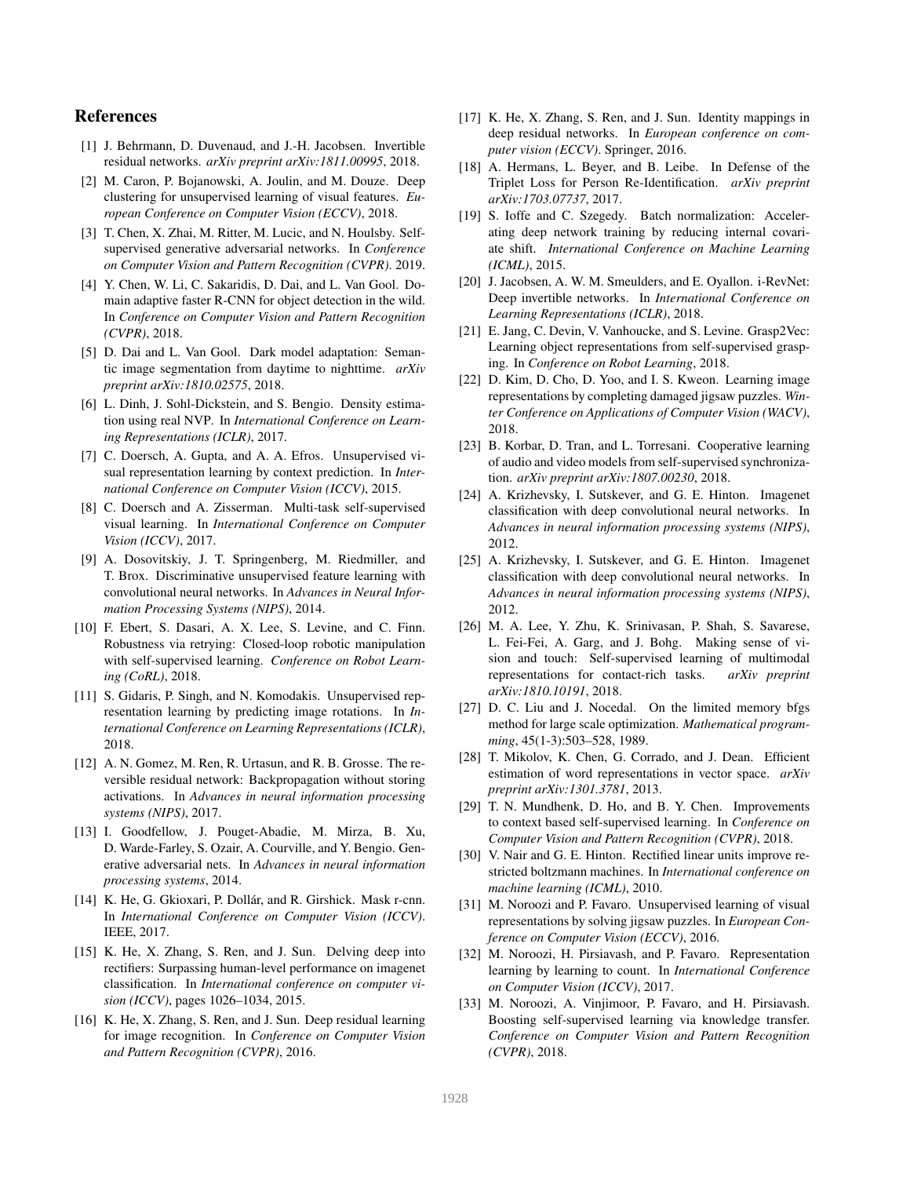## References

[1] J. Behrmann, D. Duvenaud, and J.-H. Jacobsen. Invertible residual networks. *arXiv preprint arXiv:1811.00995*, 2018.

[2] M. Caron, P. Bojanowski, A. Joulin, and M. Douze. Deep clustering for unsupervised learning of visual features. *European Conference on Computer Vision (ECCV)*, 2018.

[3] T. Chen, X. Zhai, M. Ritter, M. Lucic, and N. Houlsby. Self-supervised generative adversarial networks. In *Conference on Computer Vision and Pattern Recognition (CVPR)*. 2019.

[4] Y. Chen, W. Li, C. Sakaridis, D. Dai, and L. Van Gool. Domain adaptive faster R-CNN for object detection in the wild. In *Conference on Computer Vision and Pattern Recognition (CVPR)*, 2018.

[5] D. Dai and L. Van Gool. Dark model adaptation: Semantic image segmentation from daytime to nighttime. *arXiv preprint arXiv:1810.02575*, 2018.

[6] L. Dinh, J. Sohl-Dickstein, and S. Bengio. Density estimation using real NVP. In *International Conference on Learning Representations (ICLR)*, 2017.

[7] C. Doersch, A. Gupta, and A. A. Efros. Unsupervised visual representation learning by context prediction. In *International Conference on Computer Vision (ICCV)*, 2015.

[8] C. Doersch and A. Zisserman. Multi-task self-supervised visual learning. In *International Conference on Computer Vision (ICCV)*, 2017.

[9] A. Dosovitskiy, J. T. Springenberg, M. Riedmiller, and T. Brox. Discriminative unsupervised feature learning with convolutional neural networks. In *Advances in Neural Information Processing Systems (NIPS)*, 2014.

[10] F. Ebert, S. Dasari, A. X. Lee, S. Levine, and C. Finn. Robustness via retrying: Closed-loop robotic manipulation with self-supervised learning. *Conference on Robot Learning (CoRL)*, 2018.

[11] S. Gidaris, P. Singh, and N. Komodakis. Unsupervised representation learning by predicting image rotations. In *International Conference on Learning Representations (ICLR)*, 2018.

[12] A. N. Gomez, M. Ren, R. Urtasun, and R. B. Grosse. The reversible residual network: Backpropagation without storing activations. In *Advances in neural information processing systems (NIPS)*, 2017.

[13] I. Goodfellow, J. Pouget-Abadie, M. Mirza, B. Xu, D. Warde-Farley, S. Ozair, A. Courville, and Y. Bengio. Generative adversarial nets. In *Advances in neural information processing systems*, 2014.

[14] K. He, G. Gkioxari, P. Dollár, and R. Girshick. Mask r-cnn. In *International Conference on Computer Vision (ICCV)*. IEEE, 2017.

[15] K. He, X. Zhang, S. Ren, and J. Sun. Delving deep into rectifiers: Surpassing human-level performance on imagenet classification. In *International conference on computer vision (ICCV)*, pages 1026–1034, 2015.

[16] K. He, X. Zhang, S. Ren, and J. Sun. Deep residual learning for image recognition. In *Conference on Computer Vision and Pattern Recognition (CVPR)*, 2016.

[17] K. He, X. Zhang, S. Ren, and J. Sun. Identity mappings in deep residual networks. In *European conference on computer vision (ECCV)*. Springer, 2016.

[18] A. Hermans, L. Beyer, and B. Leibe. In Defense of the Triplet Loss for Person Re-Identification. *arXiv preprint arXiv:1703.07737*, 2017.

[19] S. Ioffe and C. Szegedy. Batch normalization: Accelerating deep network training by reducing internal covariate shift. *International Conference on Machine Learning (ICML)*, 2015.

[20] J. Jacobsen, A. W. M. Smeulders, and E. Oyallon. i-RevNet: Deep invertible networks. In *International Conference on Learning Representations (ICLR)*, 2018.

[21] E. Jang, C. Devin, V. Vanhoucke, and S. Levine. Grasp2Vec: Learning object representations from self-supervised grasping. In *Conference on Robot Learning*, 2018.

[22] D. Kim, D. Cho, D. Yoo, and I. S. Kweon. Learning image representations by completing damaged jigsaw puzzles. *Winter Conference on Applications of Computer Vision (WACV)*, 2018.

[23] B. Korbar, D. Tran, and L. Torresani. Cooperative learning of audio and video models from self-supervised synchronization. *arXiv preprint arXiv:1807.00230*, 2018.

[24] A. Krizhevsky, I. Sutskever, and G. E. Hinton. Imagenet classification with deep convolutional neural networks. In *Advances in neural information processing systems (NIPS)*, 2012.

[25] A. Krizhevsky, I. Sutskever, and G. E. Hinton. Imagenet classification with deep convolutional neural networks. In *Advances in neural information processing systems (NIPS)*, 2012.

[26] M. A. Lee, Y. Zhu, K. Srinivasan, P. Shah, S. Savarese, L. Fei-Fei, A. Garg, and J. Bohg. Making sense of vision and touch: Self-supervised learning of multimodal representations for contact-rich tasks. *arXiv preprint arXiv:1810.10191*, 2018.

[27] D. C. Liu and J. Nocedal. On the limited memory bfgs method for large scale optimization. *Mathematical programming*, 45(1-3):503–528, 1989.

[28] T. Mikolov, K. Chen, G. Corrado, and J. Dean. Efficient estimation of word representations in vector space. *arXiv preprint arXiv:1301.3781*, 2013.

[29] T. N. Mundhenk, D. Ho, and B. Y. Chen. Improvements to context based self-supervised learning. In *Conference on Computer Vision and Pattern Recognition (CVPR)*, 2018.

[30] V. Nair and G. E. Hinton. Rectified linear units improve restricted boltzmann machines. In *International conference on machine learning (ICML)*, 2010.

[31] M. Noroozi and P. Favaro. Unsupervised learning of visual representations by solving jigsaw puzzles. In *European Conference on Computer Vision (ECCV)*, 2016.

[32] M. Noroozi, H. Pirsiavash, and P. Favaro. Representation learning by learning to count. In *International Conference on Computer Vision (ICCV)*, 2017.

[33] M. Noroozi, A. Vinjimoor, P. Favaro, and H. Pirsiavash. Boosting self-supervised learning via knowledge transfer. *Conference on Computer Vision and Pattern Recognition (CVPR)*, 2018.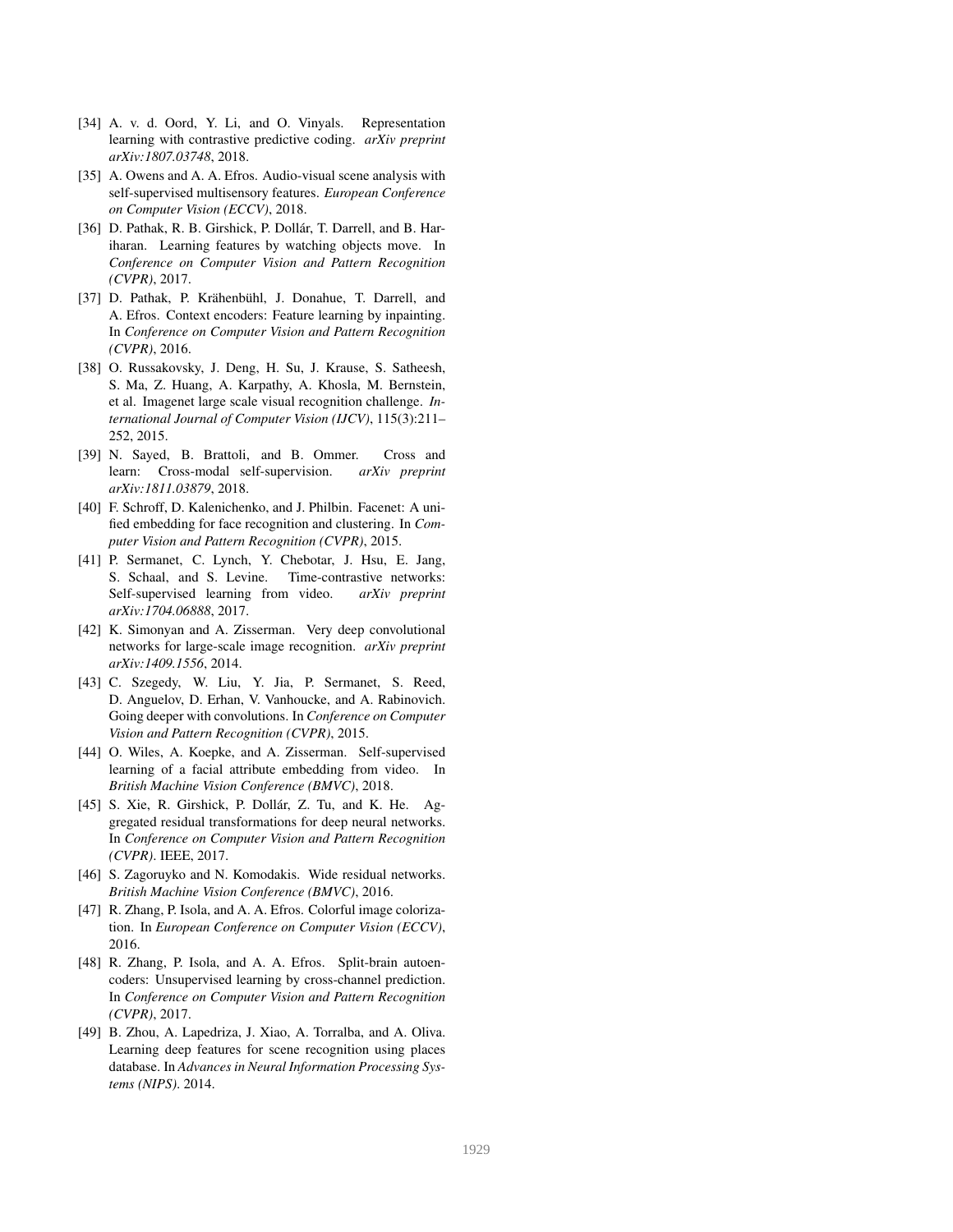[34] A. v. d. Oord, Y. Li, and O. Vinyals. Representation learning with contrastive predictive coding. *arXiv preprint arXiv:1807.03748*, 2018.

[35] A. Owens and A. A. Efros. Audio-visual scene analysis with self-supervised multisensory features. *European Conference on Computer Vision (ECCV)*, 2018.

[36] D. Pathak, R. B. Girshick, P. Dollár, T. Darrell, and B. Hariharan. Learning features by watching objects move. In *Conference on Computer Vision and Pattern Recognition (CVPR)*, 2017.

[37] D. Pathak, P. Krähenbühl, J. Donahue, T. Darrell, and A. Efros. Context encoders: Feature learning by inpainting. In *Conference on Computer Vision and Pattern Recognition (CVPR)*, 2016.

[38] O. Russakovsky, J. Deng, H. Su, J. Krause, S. Satheesh, S. Ma, Z. Huang, A. Karpathy, A. Khosla, M. Bernstein, et al. Imagenet large scale visual recognition challenge. *International Journal of Computer Vision (IJCV)*, 115(3):211–252, 2015.

[39] N. Sayed, B. Brattoli, and B. Ommer. Cross and learn: Cross-modal self-supervision. *arXiv preprint arXiv:1811.03879*, 2018.

[40] F. Schroff, D. Kalenichenko, and J. Philbin. Facenet: A unified embedding for face recognition and clustering. In *Computer Vision and Pattern Recognition (CVPR)*, 2015.

[41] P. Sermanet, C. Lynch, Y. Chebotar, J. Hsu, E. Jang, S. Schaal, and S. Levine. Time-contrastive networks: Self-supervised learning from video. *arXiv preprint arXiv:1704.06888*, 2017.

[42] K. Simonyan and A. Zisserman. Very deep convolutional networks for large-scale image recognition. *arXiv preprint arXiv:1409.1556*, 2014.

[43] C. Szegedy, W. Liu, Y. Jia, P. Sermanet, S. Reed, D. Anguelov, D. Erhan, V. Vanhoucke, and A. Rabinovich. Going deeper with convolutions. In *Conference on Computer Vision and Pattern Recognition (CVPR)*, 2015.

[44] O. Wiles, A. Koepke, and A. Zisserman. Self-supervised learning of a facial attribute embedding from video. In *British Machine Vision Conference (BMVC)*, 2018.

[45] S. Xie, R. Girshick, P. Dollár, Z. Tu, and K. He. Aggregated residual transformations for deep neural networks. In *Conference on Computer Vision and Pattern Recognition (CVPR)*. IEEE, 2017.

[46] S. Zagoruyko and N. Komodakis. Wide residual networks. *British Machine Vision Conference (BMVC)*, 2016.

[47] R. Zhang, P. Isola, and A. A. Efros. Colorful image colorization. In *European Conference on Computer Vision (ECCV)*, 2016.

[48] R. Zhang, P. Isola, and A. A. Efros. Split-brain autoencoders: Unsupervised learning by cross-channel prediction. In *Conference on Computer Vision and Pattern Recognition (CVPR)*, 2017.

[49] B. Zhou, A. Lapedriza, J. Xiao, A. Torralba, and A. Oliva. Learning deep features for scene recognition using places database. In *Advances in Neural Information Processing Systems (NIPS)*. 2014.